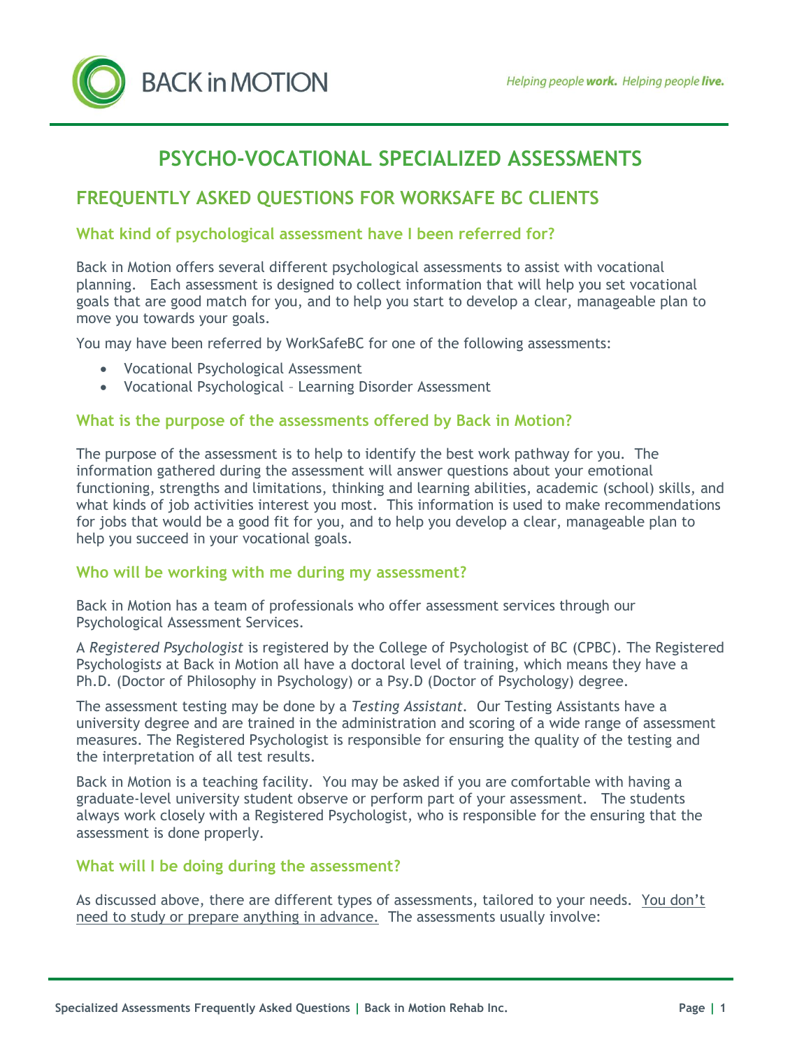# PSYCHO-VOCATIONAL SPECIALIZED ASSESSMENTS

## FREQUENTLY ASKED QUESTIONS FOR WORKSAFE BC CLIENTS

### What kind of psychological assessment have I been referred for?

Back in Motion offers several different psychological assessments to assist with vocational planning. Each assessment is designed to collect information that will help you set vocational goals that are good match for you, and to help you start to develop a clear, manageable plan to move you towards your goals.

You may have been referred by WorkSafeBC for one of the following assessments:

- Vocational Psychological Assessment
- Vocational Psychological – Learning Disorder Assessment

### What is the purpose of the assessments offered by Back in Motion?

The purpose of the assessment is to help to identify the best work pathway for you. The information gathered during the assessment will answer questions about your emotional functioning, strengths and limitations, thinking and learning abilities, academic (school) skills, and what kinds of job activities interest you most. This information is used to make recommendations for jobs that would be a good fit for you, and to help you develop a clear, manageable plan to help you succeed in your vocational goals.

### Who will be working with me during my assessment?

Back in Motion has a team of professionals who offer assessment services through our Psychological Assessment Services.

A *Registered Psychologist* is registered by the College of Psychologist of BC (CPBC). The Registered Psychologists at Back in Motion all have a doctoral level of training, which means they have a Ph.D. (Doctor of Philosophy in Psychology) or a Psy.D (Doctor of Psychology) degree.

The assessment testing may be done by a *Testing Assistant*. Our Testing Assistants have a university degree and are trained in the administration and scoring of a wide range of assessment measures. The Registered Psychologist is responsible for ensuring the quality of the testing and the interpretation of all test results.

Back in Motion is a teaching facility. You may be asked if you are comfortable with having a graduate-level university student observe or perform part of your assessment. The students always work closely with a Registered Psychologist, who is responsible for the ensuring that the assessment is done properly.

### What will I be doing during the assessment?

As discussed above, there are different types of assessments, tailored to your needs. <u>You don't need to study or prepare anything in advance.</u> The assessments usually involve: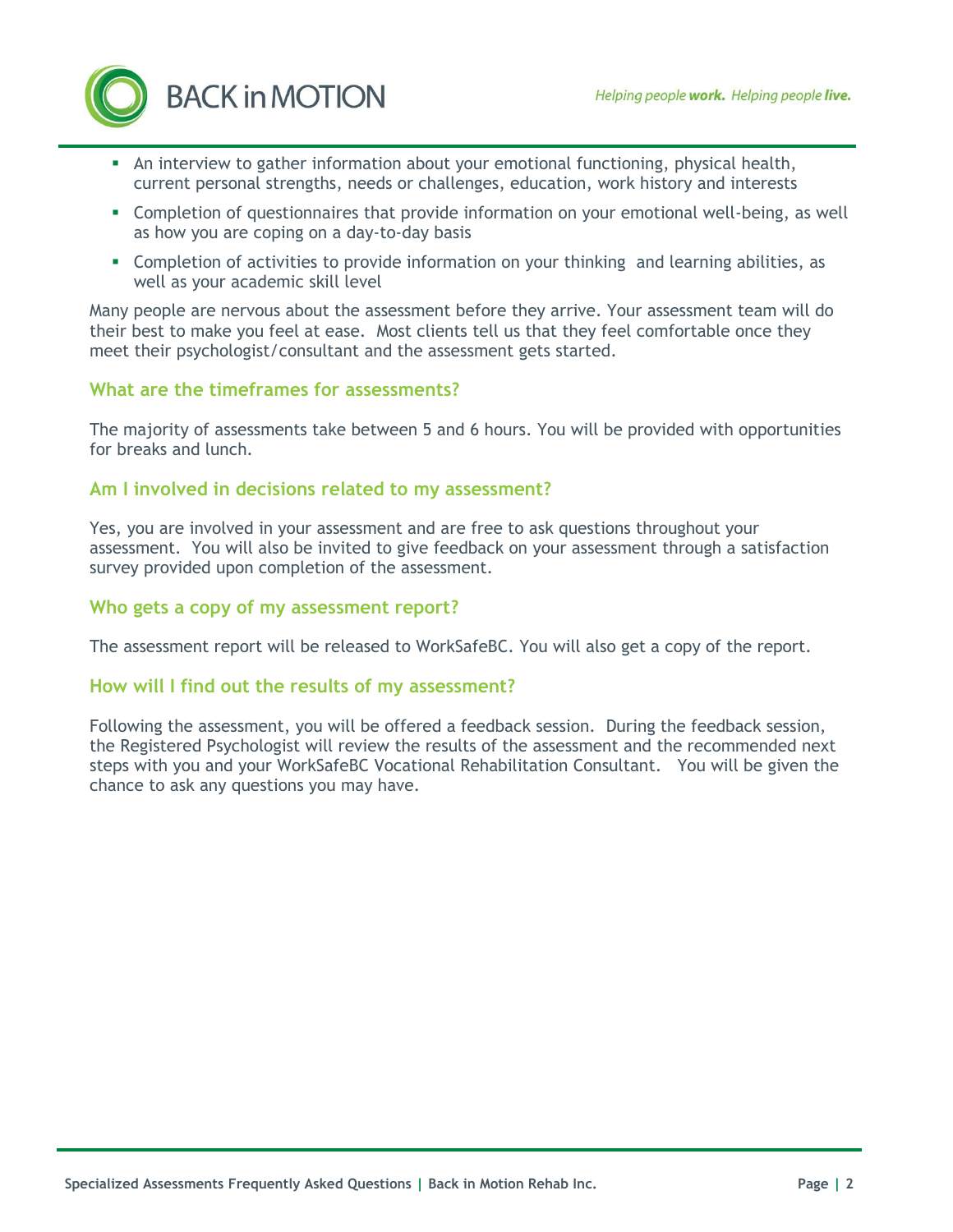- An interview to gather information about your emotional functioning, physical health, current personal strengths, needs or challenges, education, work history and interests
- Completion of questionnaires that provide information on your emotional well-being, as well as how you are coping on a day-to-day basis
- Completion of activities to provide information on your thinking and learning abilities, as well as your academic skill level

Many people are nervous about the assessment before they arrive. Your assessment team will do their best to make you feel at ease. Most clients tell us that they feel comfortable once they meet their psychologist/consultant and the assessment gets started.

### What are the timeframes for assessments?

The majority of assessments take between 5 and 6 hours. You will be provided with opportunities for breaks and lunch.

### Am I involved in decisions related to my assessment?

Yes, you are involved in your assessment and are free to ask questions throughout your assessment. You will also be invited to give feedback on your assessment through a satisfaction survey provided upon completion of the assessment.

### Who gets a copy of my assessment report?

The assessment report will be released to WorkSafeBC. You will also get a copy of the report.

### How will I find out the results of my assessment?

Following the assessment, you will be offered a feedback session. During the feedback session, the Registered Psychologist will review the results of the assessment and the recommended next steps with you and your WorkSafeBC Vocational Rehabilitation Consultant. You will be given the chance to ask any questions you may have.